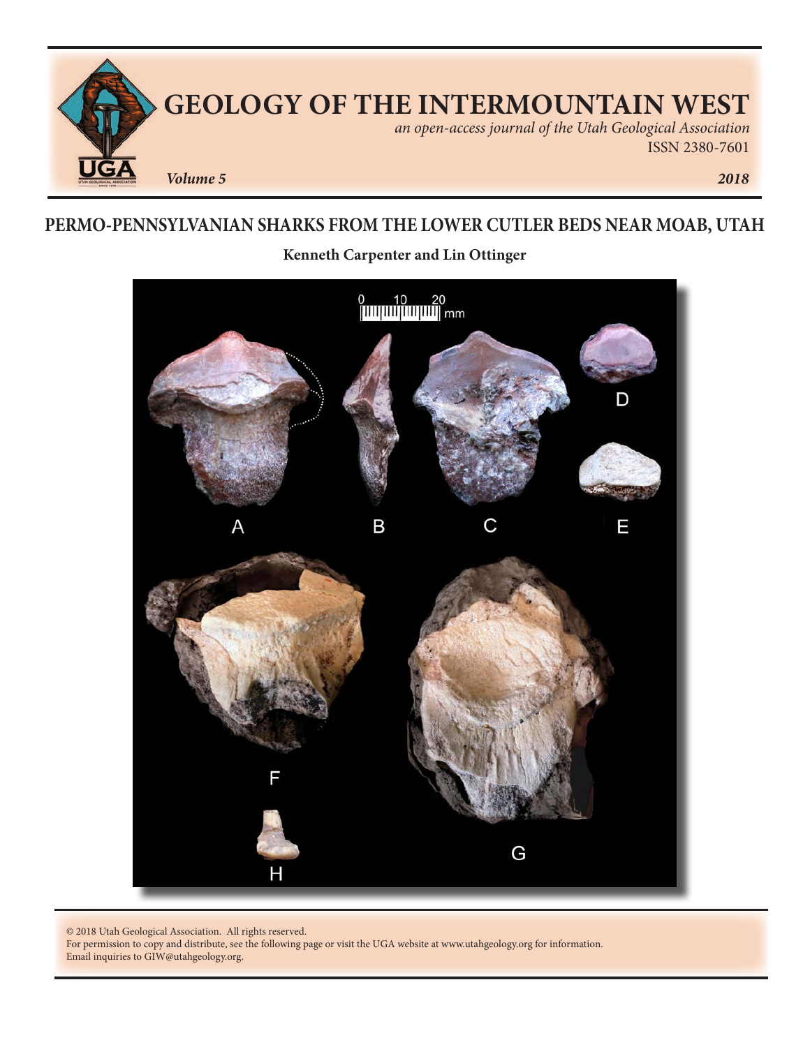# GEOLOGY OF THE INTERMOUNTAIN WEST

*an open-access journal of the Utah Geological Association*

ISSN 2380-7601

***Volume 5*** ***2018***

## PERMO-PENNSYLVANIAN SHARKS FROM THE LOWER CUTLER BEDS NEAR MOAB, UTAH

**Kenneth Carpenter and Lin Ottinger**

© 2018 Utah Geological Association. All rights reserved.
For permission to copy and distribute, see the following page or visit the UGA website at www.utahgeology.org for information.
Email inquiries to GIW@utahgeology.org.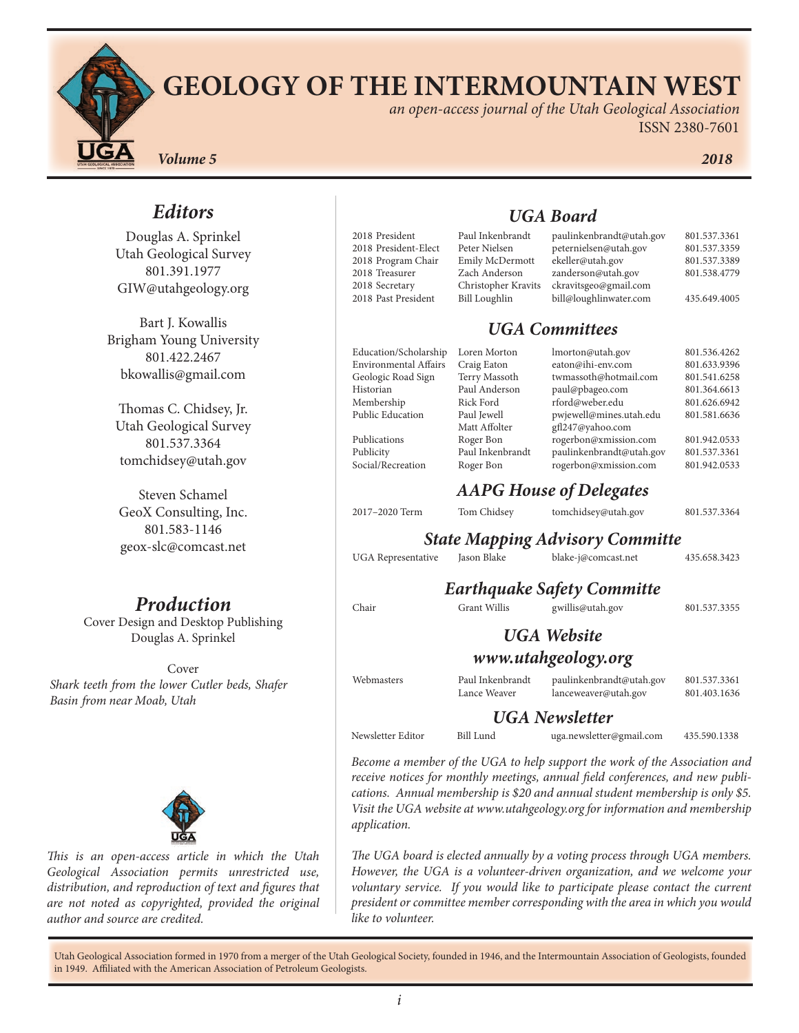# GEOLOGY OF THE INTERMOUNTAIN WEST

*an open-access journal of the Utah Geological Association*

ISSN 2380-7601

*Volume 5* *2018*

## *Editors*

Douglas A. Sprinkel
Utah Geological Survey
801.391.1977
GIW@utahgeology.org

Bart J. Kowallis
Brigham Young University
801.422.2467
bkowallis@gmail.com

Thomas C. Chidsey, Jr.
Utah Geological Survey
801.537.3364
tomchidsey@utah.gov

Steven Schamel
GeoX Consulting, Inc.
801.583-1146
geox-slc@comcast.net

## *Production*

Cover Design and Desktop Publishing
Douglas A. Sprinkel

Cover
*Shark teeth from the lower Cutler beds, Shafer Basin from near Moab, Utah*

*This is an open-access article in which the Utah Geological Association permits unrestricted use, distribution, and reproduction of text and figures that are not noted as copyrighted, provided the original author and source are credited.*

## *UGA Board*

| | | | |
|---|---|---|---|
| 2018 President | Paul Inkenbrandt | paulinkenbrandt@utah.gov | 801.537.3361 |
| 2018 President-Elect | Peter Nielsen | peternielsen@utah.gov | 801.537.3359 |
| 2018 Program Chair | Emily McDermott | ekeller@utah.gov | 801.537.3389 |
| 2018 Treasurer | Zach Anderson | zanderson@utah.gov | 801.538.4779 |
| 2018 Secretary | Christopher Kravits | ckravitsgeo@gmail.com | |
| 2018 Past President | Bill Loughlin | bill@loughlinwater.com | 435.649.4005 |

## *UGA Committees*

| | | | |
|---|---|---|---|
| Education/Scholarship | Loren Morton | lmorton@utah.gov | 801.536.4262 |
| Environmental Affairs | Craig Eaton | eaton@ihi-env.com | 801.633.9396 |
| Geologic Road Sign | Terry Massoth | twmassoth@hotmail.com | 801.541.6258 |
| Historian | Paul Anderson | paul@pbageo.com | 801.364.6613 |
| Membership | Rick Ford | rford@weber.edu | 801.626.6942 |
| Public Education | Paul Jewell | pwjewell@mines.utah.edu | 801.581.6636 |
| | Matt Affolter | gfl247@yahoo.com | |
| Publications | Roger Bon | rogerbon@xmission.com | 801.942.0533 |
| Publicity | Paul Inkenbrandt | paulinkenbrandt@utah.gov | 801.537.3361 |
| Social/Recreation | Roger Bon | rogerbon@xmission.com | 801.942.0533 |

## *AAPG House of Delegates*

| | | | |
|---|---|---|---|
| 2017–2020 Term | Tom Chidsey | tomchidsey@utah.gov | 801.537.3364 |

## *State Mapping Advisory Committe*

| | | | |
|---|---|---|---|
| UGA Representative | Jason Blake | blake-j@comcast.net | 435.658.3423 |

## *Earthquake Safety Committe*

| | | | |
|---|---|---|---|
| Chair | Grant Willis | gwillis@utah.gov | 801.537.3355 |

## *UGA Website*
## *www.utahgeology.org*

| | | | |
|---|---|---|---|
| Webmasters | Paul Inkenbrandt | paulinkenbrandt@utah.gov | 801.537.3361 |
| | Lance Weaver | lanceweaver@utah.gov | 801.403.1636 |

## *UGA Newsletter*

| | | | |
|---|---|---|---|
| Newsletter Editor | Bill Lund | uga.newsletter@gmail.com | 435.590.1338 |

*Become a member of the UGA to help support the work of the Association and receive notices for monthly meetings, annual field conferences, and new publications. Annual membership is $20 and annual student membership is only $5. Visit the UGA website at www.utahgeology.org for information and membership application.*

*The UGA board is elected annually by a voting process through UGA members. However, the UGA is a volunteer-driven organization, and we welcome your voluntary service. If you would like to participate please contact the current president or committee member corresponding with the area in which you would like to volunteer.*

Utah Geological Association formed in 1970 from a merger of the Utah Geological Society, founded in 1946, and the Intermountain Association of Geologists, founded in 1949. Affiliated with the American Association of Petroleum Geologists.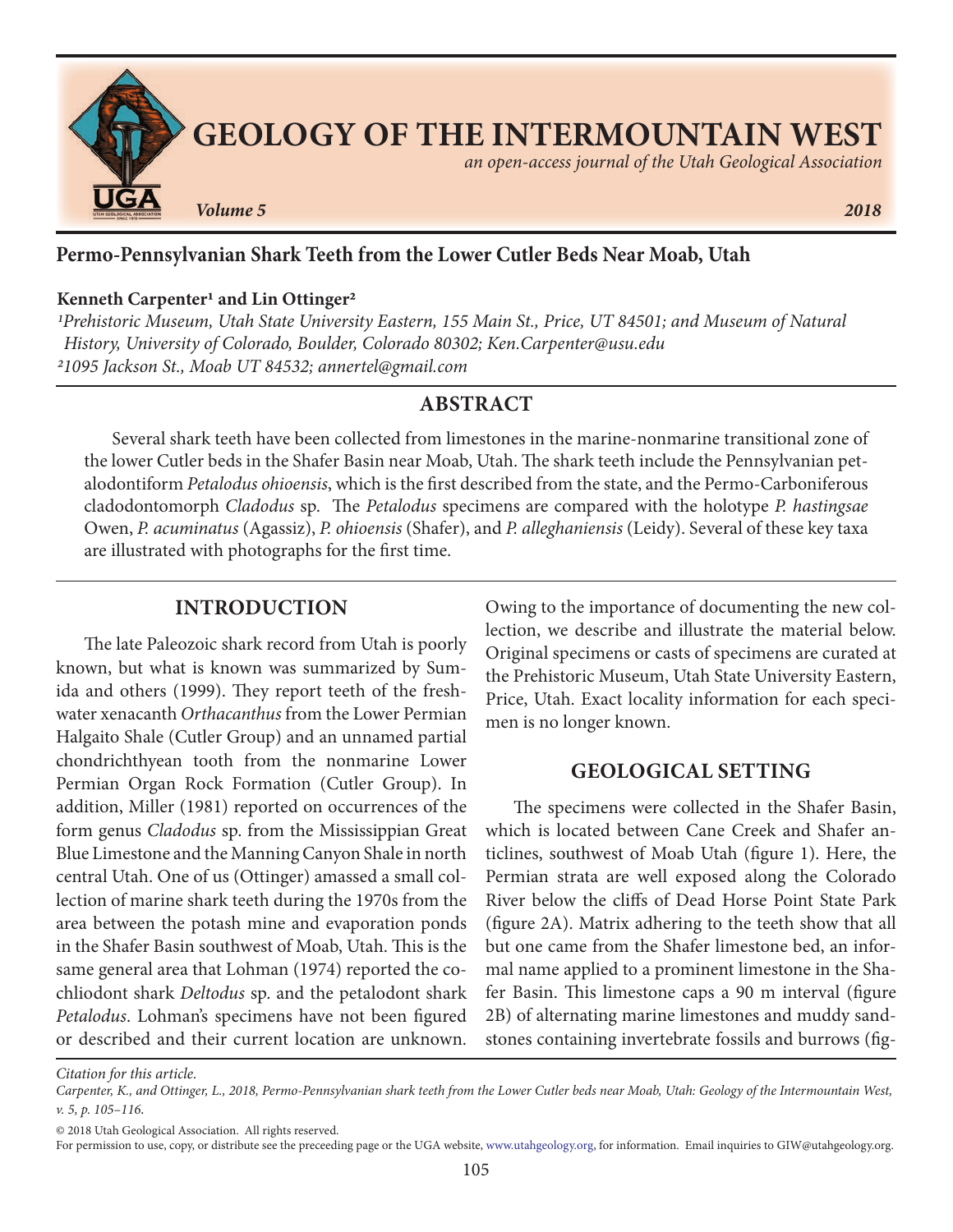# GEOLOGY OF THE INTERMOUNTAIN WEST

*an open-access journal of the Utah Geological Association*

*Volume 5* *2018*

## Permo-Pennsylvanian Shark Teeth from the Lower Cutler Beds Near Moab, Utah

**Kenneth Carpenter[1] and Lin Ottinger[2]**

[1]*Prehistoric Museum, Utah State University Eastern, 155 Main St., Price, UT 84501; and Museum of Natural History, University of Colorado, Boulder, Colorado 80302; Ken.Carpenter@usu.edu*
[2]*1095 Jackson St., Moab UT 84532; annertel@gmail.com*

## ABSTRACT

Several shark teeth have been collected from limestones in the marine-nonmarine transitional zone of the lower Cutler beds in the Shafer Basin near Moab, Utah. The shark teeth include the Pennsylvanian petalodontiform *Petalodus ohioensis*, which is the first described from the state, and the Permo-Carboniferous cladodontomorph *Cladodus* sp. The *Petalodus* specimens are compared with the holotype *P. hastingsae* Owen, *P. acuminatus* (Agassiz), *P. ohioensis* (Shafer), and *P. alleghaniensis* (Leidy). Several of these key taxa are illustrated with photographs for the first time.

## INTRODUCTION

The late Paleozoic shark record from Utah is poorly known, but what is known was summarized by Sumida and others (1999). They report teeth of the freshwater xenacanth *Orthacanthus* from the Lower Permian Halgaito Shale (Cutler Group) and an unnamed partial chondrichthyean tooth from the nonmarine Lower Permian Organ Rock Formation (Cutler Group). In addition, Miller (1981) reported on occurrences of the form genus *Cladodus* sp. from the Mississippian Great Blue Limestone and the Manning Canyon Shale in north central Utah. One of us (Ottinger) amassed a small collection of marine shark teeth during the 1970s from the area between the potash mine and evaporation ponds in the Shafer Basin southwest of Moab, Utah. This is the same general area that Lohman (1974) reported the cochliodont shark *Deltodus* sp. and the petalodont shark *Petalodus*. Lohman's specimens have not been figured or described and their current location are unknown. Owing to the importance of documenting the new collection, we describe and illustrate the material below. Original specimens or casts of specimens are curated at the Prehistoric Museum, Utah State University Eastern, Price, Utah. Exact locality information for each specimen is no longer known.

## GEOLOGICAL SETTING

The specimens were collected in the Shafer Basin, which is located between Cane Creek and Shafer anticlines, southwest of Moab Utah (figure 1). Here, the Permian strata are well exposed along the Colorado River below the cliffs of Dead Horse Point State Park (figure 2A). Matrix adhering to the teeth show that all but one came from the Shafer limestone bed, an informal name applied to a prominent limestone in the Shafer Basin. This limestone caps a 90 m interval (figure 2B) of alternating marine limestones and muddy sandstones containing invertebrate fossils and burrows (fig-

*Citation for this article.*
*Carpenter, K., and Ottinger, L., 2018, Permo-Pennsylvanian shark teeth from the Lower Cutler beds near Moab, Utah: Geology of the Intermountain West, v. 5, p. 105–116.*

© 2018 Utah Geological Association. All rights reserved.
For permission to use, copy, or distribute see the preceeding page or the UGA website, www.utahgeology.org, for information. Email inquiries to GIW@utahgeology.org.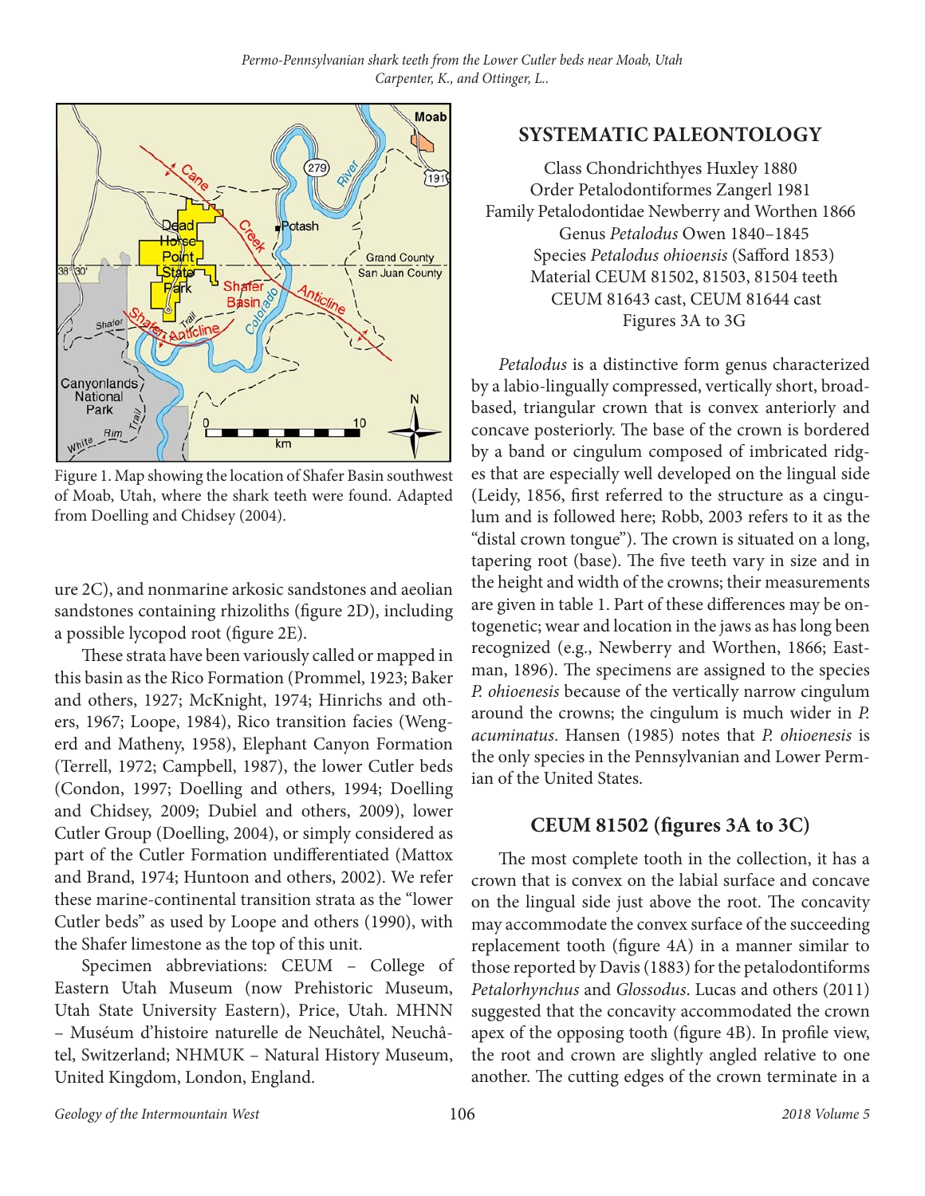Figure 1. Map showing the location of Shafer Basin southwest of Moab, Utah, where the shark teeth were found. Adapted from Doelling and Chidsey (2004).

ure 2C), and nonmarine arkosic sandstones and aeolian sandstones containing rhizoliths (figure 2D), including a possible lycopod root (figure 2E).

These strata have been variously called or mapped in this basin as the Rico Formation (Prommel, 1923; Baker and others, 1927; McKnight, 1974; Hinrichs and others, 1967; Loope, 1984), Rico transition facies (Wengerd and Matheny, 1958), Elephant Canyon Formation (Terrell, 1972; Campbell, 1987), the lower Cutler beds (Condon, 1997; Doelling and others, 1994; Doelling and Chidsey, 2009; Dubiel and others, 2009), lower Cutler Group (Doelling, 2004), or simply considered as part of the Cutler Formation undifferentiated (Mattox and Brand, 1974; Huntoon and others, 2002). We refer these marine-continental transition strata as the "lower Cutler beds" as used by Loope and others (1990), with the Shafer limestone as the top of this unit.

Specimen abbreviations: CEUM – College of Eastern Utah Museum (now Prehistoric Museum, Utah State University Eastern), Price, Utah. MHNN – Muséum d'histoire naturelle de Neuchâtel, Neuchâtel, Switzerland; NHMUK – Natural History Museum, United Kingdom, London, England.

## SYSTEMATIC PALEONTOLOGY

Class Chondrichthyes Huxley 1880
Order Petalodontiformes Zangerl 1981
Family Petalodontidae Newberry and Worthen 1866
Genus *Petalodus* Owen 1840–1845
Species *Petalodus ohioensis* (Safford 1853)
Material CEUM 81502, 81503, 81504 teeth
CEUM 81643 cast, CEUM 81644 cast
Figures 3A to 3G

*Petalodus* is a distinctive form genus characterized by a labio-lingually compressed, vertically short, broad-based, triangular crown that is convex anteriorly and concave posteriorly. The base of the crown is bordered by a band or cingulum composed of imbricated ridges that are especially well developed on the lingual side (Leidy, 1856, first referred to the structure as a cingulum and is followed here; Robb, 2003 refers to it as the "distal crown tongue"). The crown is situated on a long, tapering root (base). The five teeth vary in size and in the height and width of the crowns; their measurements are given in table 1. Part of these differences may be ontogenetic; wear and location in the jaws as has long been recognized (e.g., Newberry and Worthen, 1866; Eastman, 1896). The specimens are assigned to the species *P. ohioenesis* because of the vertically narrow cingulum around the crowns; the cingulum is much wider in *P. acuminatus*. Hansen (1985) notes that *P. ohioenesis* is the only species in the Pennsylvanian and Lower Permian of the United States.

## CEUM 81502 (figures 3A to 3C)

The most complete tooth in the collection, it has a crown that is convex on the labial surface and concave on the lingual side just above the root. The concavity may accommodate the convex surface of the succeeding replacement tooth (figure 4A) in a manner similar to those reported by Davis (1883) for the petalodontiforms *Petalorhynchus* and *Glossodus*. Lucas and others (2011) suggested that the concavity accommodated the crown apex of the opposing tooth (figure 4B). In profile view, the root and crown are slightly angled relative to one another. The cutting edges of the crown terminate in a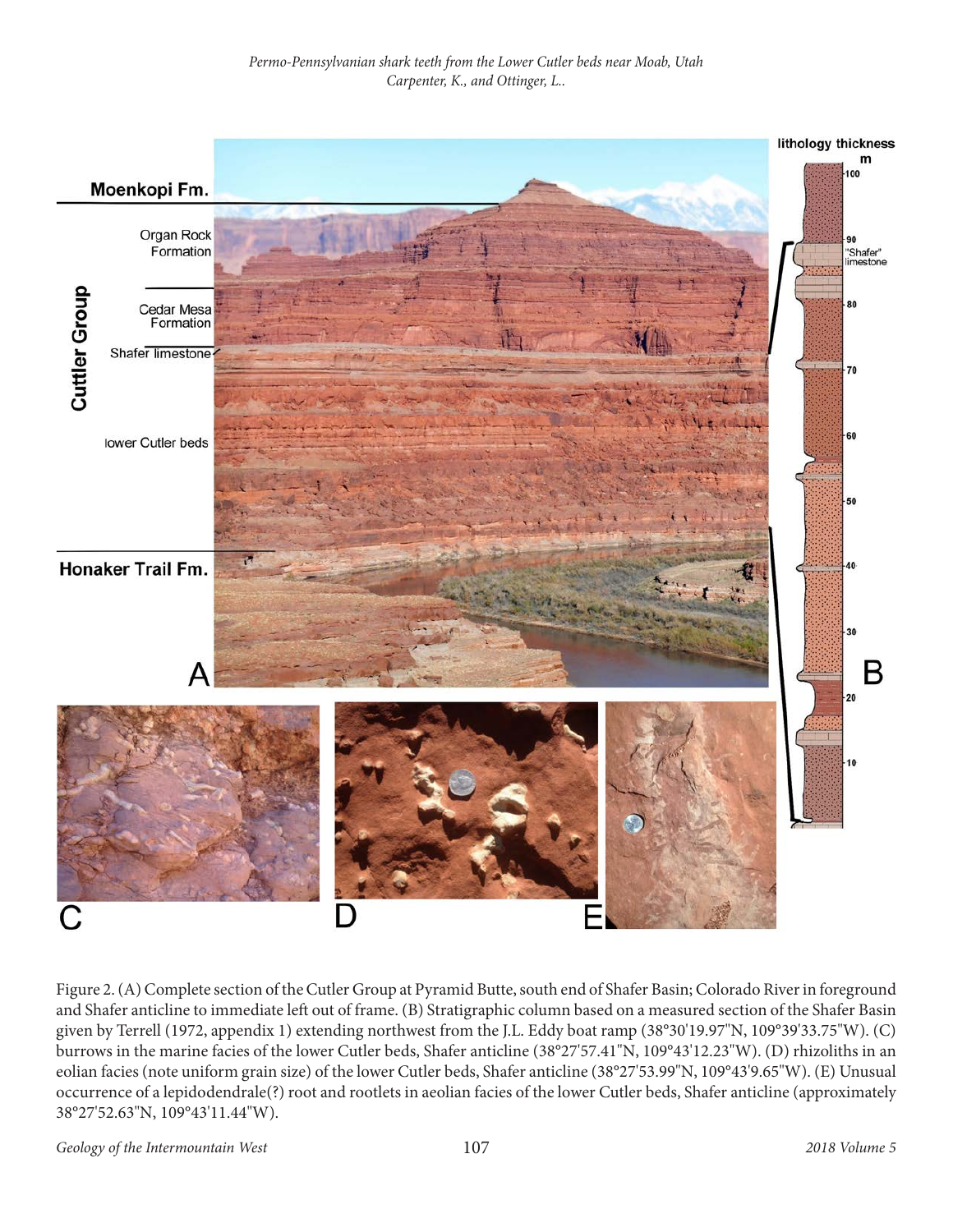Figure 2. (A) Complete section of the Cutler Group at Pyramid Butte, south end of Shafer Basin; Colorado River in foreground and Shafer anticline to immediate left out of frame. (B) Stratigraphic column based on a measured section of the Shafer Basin given by Terrell (1972, appendix 1) extending northwest from the J.L. Eddy boat ramp (38°30'19.97"N, 109°39'33.75"W). (C) burrows in the marine facies of the lower Cutler beds, Shafer anticline (38°27'57.41"N, 109°43'12.23"W). (D) rhizoliths in an eolian facies (note uniform grain size) of the lower Cutler beds, Shafer anticline (38°27'53.99"N, 109°43'9.65"W). (E) Unusual occurrence of a lepidodendrale(?) root and rootlets in aeolian facies of the lower Cutler beds, Shafer anticline (approximately 38°27'52.63"N, 109°43'11.44"W).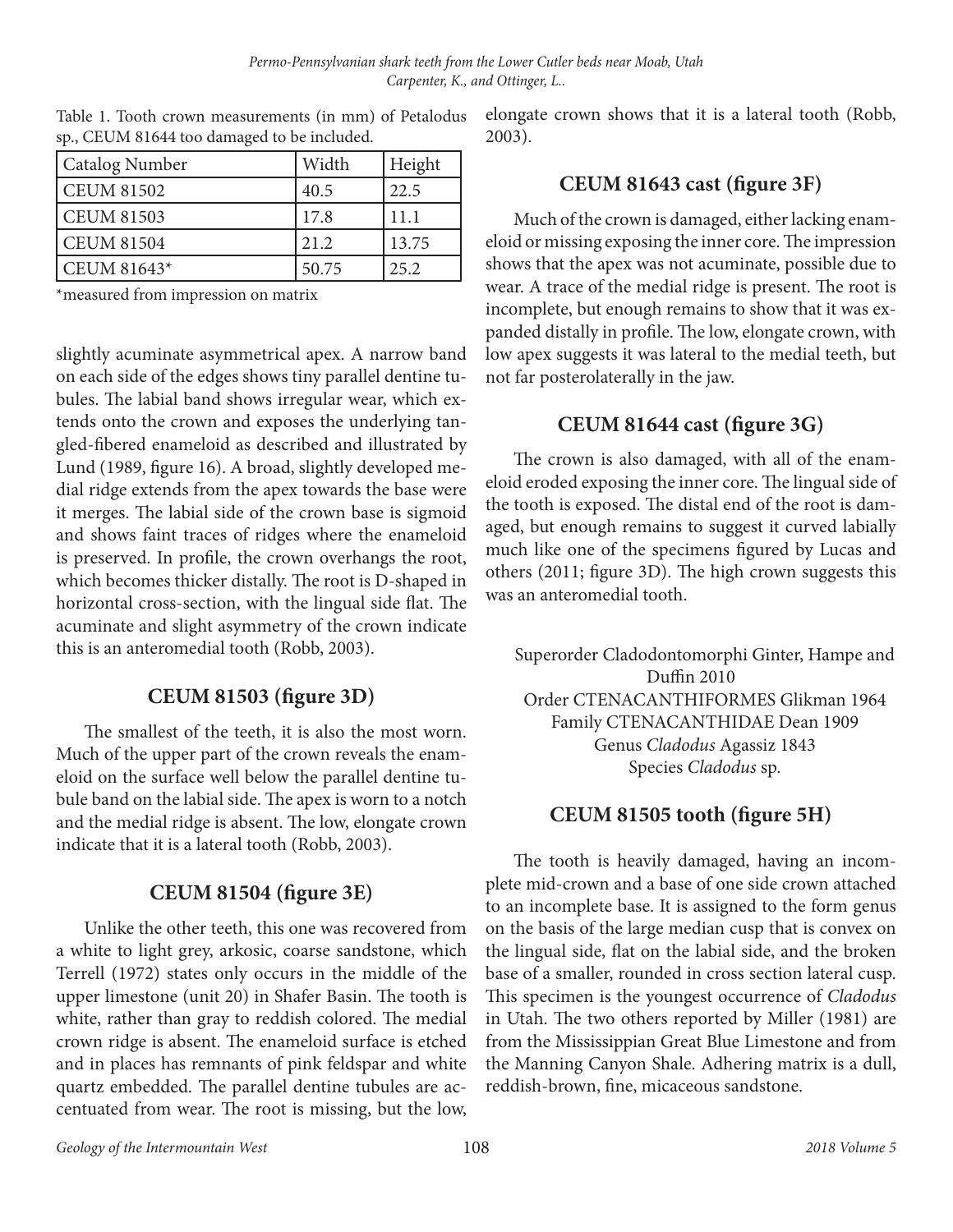Table 1. Tooth crown measurements (in mm) of Petalodus sp., CEUM 81644 too damaged to be included.

| Catalog Number | Width | Height |
|---|---|---|
| CEUM 81502 | 40.5 | 22.5 |
| CEUM 81503 | 17.8 | 11.1 |
| CEUM 81504 | 21.2 | 13.75 |
| CEUM 81643* | 50.75 | 25.2 |

*measured from impression on matrix

slightly acuminate asymmetrical apex. A narrow band on each side of the edges shows tiny parallel dentine tubules. The labial band shows irregular wear, which extends onto the crown and exposes the underlying tangled-fibered enameloid as described and illustrated by Lund (1989, figure 16). A broad, slightly developed medial ridge extends from the apex towards the base were it merges. The labial side of the crown base is sigmoid and shows faint traces of ridges where the enameloid is preserved. In profile, the crown overhangs the root, which becomes thicker distally. The root is D-shaped in horizontal cross-section, with the lingual side flat. The acuminate and slight asymmetry of the crown indicate this is an anteromedial tooth (Robb, 2003).

## CEUM 81503 (figure 3D)

The smallest of the teeth, it is also the most worn. Much of the upper part of the crown reveals the enameloid on the surface well below the parallel dentine tubule band on the labial side. The apex is worn to a notch and the medial ridge is absent. The low, elongate crown indicate that it is a lateral tooth (Robb, 2003).

## CEUM 81504 (figure 3E)

Unlike the other teeth, this one was recovered from a white to light grey, arkosic, coarse sandstone, which Terrell (1972) states only occurs in the middle of the upper limestone (unit 20) in Shafer Basin. The tooth is white, rather than gray to reddish colored. The medial crown ridge is absent. The enameloid surface is etched and in places has remnants of pink feldspar and white quartz embedded. The parallel dentine tubules are accentuated from wear. The root is missing, but the low, elongate crown shows that it is a lateral tooth (Robb, 2003).

## CEUM 81643 cast (figure 3F)

Much of the crown is damaged, either lacking enameloid or missing exposing the inner core. The impression shows that the apex was not acuminate, possible due to wear. A trace of the medial ridge is present. The root is incomplete, but enough remains to show that it was expanded distally in profile. The low, elongate crown, with low apex suggests it was lateral to the medial teeth, but not far posterolaterally in the jaw.

## CEUM 81644 cast (figure 3G)

The crown is also damaged, with all of the enameloid eroded exposing the inner core. The lingual side of the tooth is exposed. The distal end of the root is damaged, but enough remains to suggest it curved labially much like one of the specimens figured by Lucas and others (2011; figure 3D). The high crown suggests this was an anteromedial tooth.

Superorder Cladodontomorphi Ginter, Hampe and Duffin 2010
Order CTENACANTHIFORMES Glikman 1964
Family CTENACANTHIDAE Dean 1909
Genus *Cladodus* Agassiz 1843
Species *Cladodus* sp.

## CEUM 81505 tooth (figure 5H)

The tooth is heavily damaged, having an incomplete mid-crown and a base of one side crown attached to an incomplete base. It is assigned to the form genus on the basis of the large median cusp that is convex on the lingual side, flat on the labial side, and the broken base of a smaller, rounded in cross section lateral cusp. This specimen is the youngest occurrence of *Cladodus* in Utah. The two others reported by Miller (1981) are from the Mississippian Great Blue Limestone and from the Manning Canyon Shale. Adhering matrix is a dull, reddish-brown, fine, micaceous sandstone.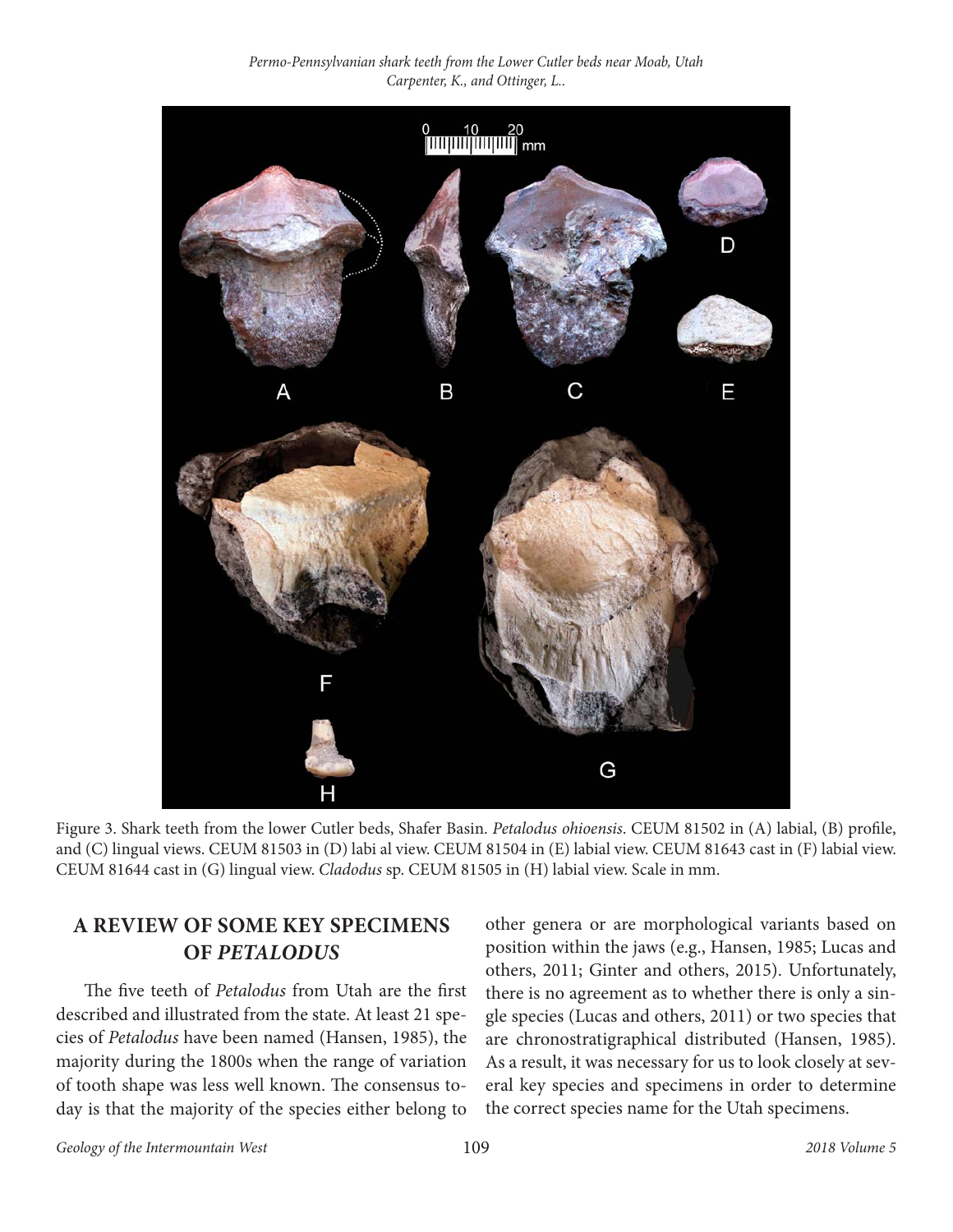Figure 3. Shark teeth from the lower Cutler beds, Shafer Basin. *Petalodus ohioensis*. CEUM 81502 in (A) labial, (B) profile, and (C) lingual views. CEUM 81503 in (D) labi al view. CEUM 81504 in (E) labial view. CEUM 81643 cast in (F) labial view. CEUM 81644 cast in (G) lingual view. *Cladodus* sp. CEUM 81505 in (H) labial view. Scale in mm.

## A REVIEW OF SOME KEY SPECIMENS OF *PETALODUS*

The five teeth of *Petalodus* from Utah are the first described and illustrated from the state. At least 21 species of *Petalodus* have been named (Hansen, 1985), the majority during the 1800s when the range of variation of tooth shape was less well known. The consensus today is that the majority of the species either belong to other genera or are morphological variants based on position within the jaws (e.g., Hansen, 1985; Lucas and others, 2011; Ginter and others, 2015). Unfortunately, there is no agreement as to whether there is only a single species (Lucas and others, 2011) or two species that are chronostratigraphical distributed (Hansen, 1985). As a result, it was necessary for us to look closely at several key species and specimens in order to determine the correct species name for the Utah specimens.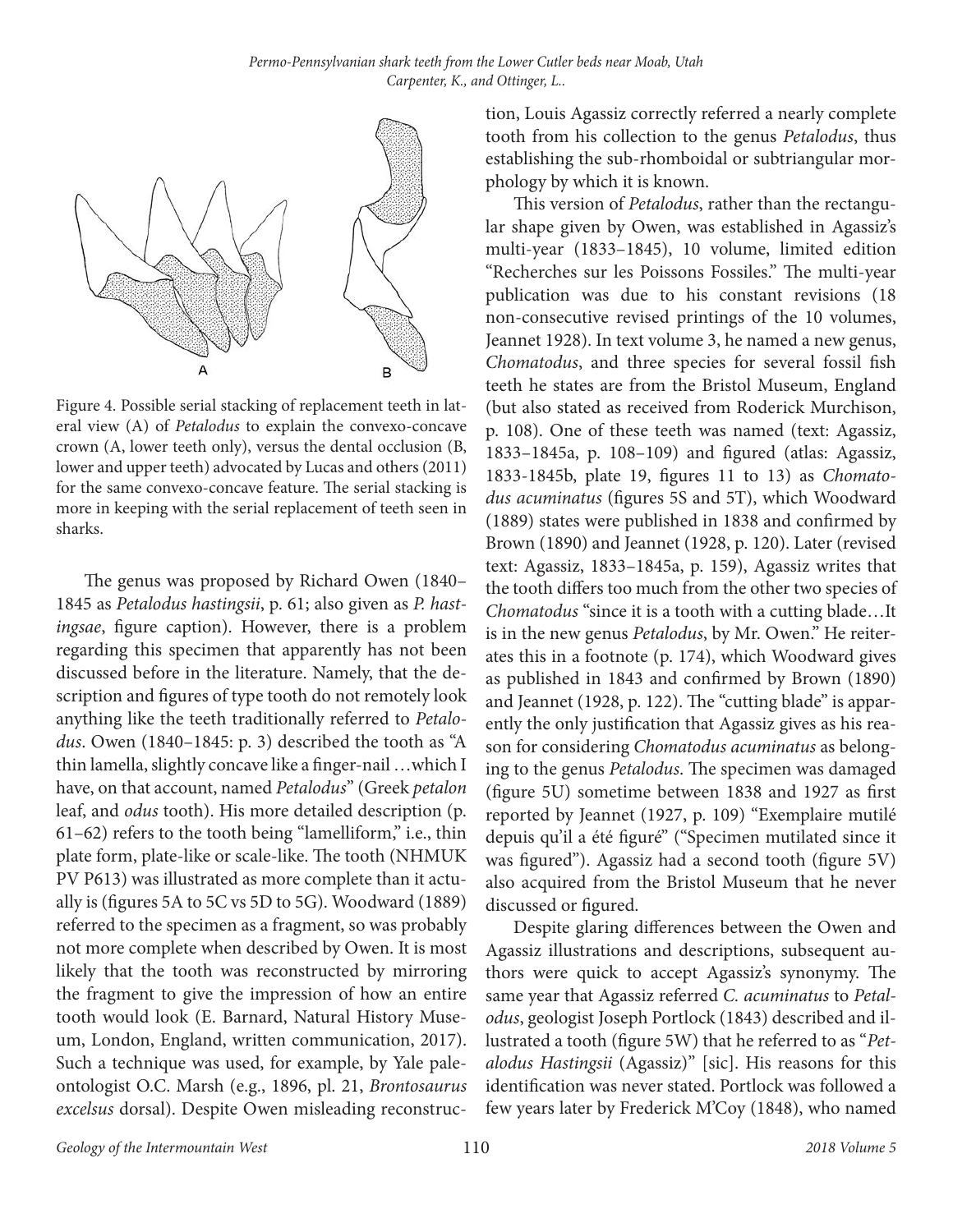Figure 4. Possible serial stacking of replacement teeth in lateral view (A) of *Petalodus* to explain the convexo-concave crown (A, lower teeth only), versus the dental occlusion (B, lower and upper teeth) advocated by Lucas and others (2011) for the same convexo-concave feature. The serial stacking is more in keeping with the serial replacement of teeth seen in sharks.

The genus was proposed by Richard Owen (1840–1845 as *Petalodus hastingsii*, p. 61; also given as *P. hastingsae*, figure caption). However, there is a problem regarding this specimen that apparently has not been discussed before in the literature. Namely, that the description and figures of type tooth do not remotely look anything like the teeth traditionally referred to *Petalodus*. Owen (1840–1845: p. 3) described the tooth as "A thin lamella, slightly concave like a finger-nail …which I have, on that account, named *Petalodus*" (Greek *petalon* leaf, and *odus* tooth). His more detailed description (p. 61–62) refers to the tooth being "lamelliform," i.e., thin plate form, plate-like or scale-like. The tooth (NHMUK PV P613) was illustrated as more complete than it actually is (figures 5A to 5C vs 5D to 5G). Woodward (1889) referred to the specimen as a fragment, so was probably not more complete when described by Owen. It is most likely that the tooth was reconstructed by mirroring the fragment to give the impression of how an entire tooth would look (E. Barnard, Natural History Museum, London, England, written communication, 2017). Such a technique was used, for example, by Yale paleontologist O.C. Marsh (e.g., 1896, pl. 21, *Brontosaurus excelsus* dorsal). Despite Owen misleading reconstruction, Louis Agassiz correctly referred a nearly complete tooth from his collection to the genus *Petalodus*, thus establishing the sub-rhomboidal or subtriangular morphology by which it is known.

This version of *Petalodus*, rather than the rectangular shape given by Owen, was established in Agassiz's multi-year (1833–1845), 10 volume, limited edition "Recherches sur les Poissons Fossiles." The multi-year publication was due to his constant revisions (18 non-consecutive revised printings of the 10 volumes, Jeannet 1928). In text volume 3, he named a new genus, *Chomatodus*, and three species for several fossil fish teeth he states are from the Bristol Museum, England (but also stated as received from Roderick Murchison, p. 108). One of these teeth was named (text: Agassiz, 1833–1845a, p. 108–109) and figured (atlas: Agassiz, 1833-1845b, plate 19, figures 11 to 13) as *Chomatodus acuminatus* (figures 5S and 5T), which Woodward (1889) states were published in 1838 and confirmed by Brown (1890) and Jeannet (1928, p. 120). Later (revised text: Agassiz, 1833–1845a, p. 159), Agassiz writes that the tooth differs too much from the other two species of *Chomatodus* "since it is a tooth with a cutting blade…It is in the new genus *Petalodus*, by Mr. Owen." He reiterates this in a footnote (p. 174), which Woodward gives as published in 1843 and confirmed by Brown (1890) and Jeannet (1928, p. 122). The "cutting blade" is apparently the only justification that Agassiz gives as his reason for considering *Chomatodus acuminatus* as belonging to the genus *Petalodus*. The specimen was damaged (figure 5U) sometime between 1838 and 1927 as first reported by Jeannet (1927, p. 109) "Exemplaire mutilé depuis qu'il a été figuré" ("Specimen mutilated since it was figured"). Agassiz had a second tooth (figure 5V) also acquired from the Bristol Museum that he never discussed or figured.

Despite glaring differences between the Owen and Agassiz illustrations and descriptions, subsequent authors were quick to accept Agassiz's synonymy. The same year that Agassiz referred *C. acuminatus* to *Petalodus*, geologist Joseph Portlock (1843) described and illustrated a tooth (figure 5W) that he referred to as "*Petalodus Hastingsii* (Agassiz)" [sic]. His reasons for this identification was never stated. Portlock was followed a few years later by Frederick M'Coy (1848), who named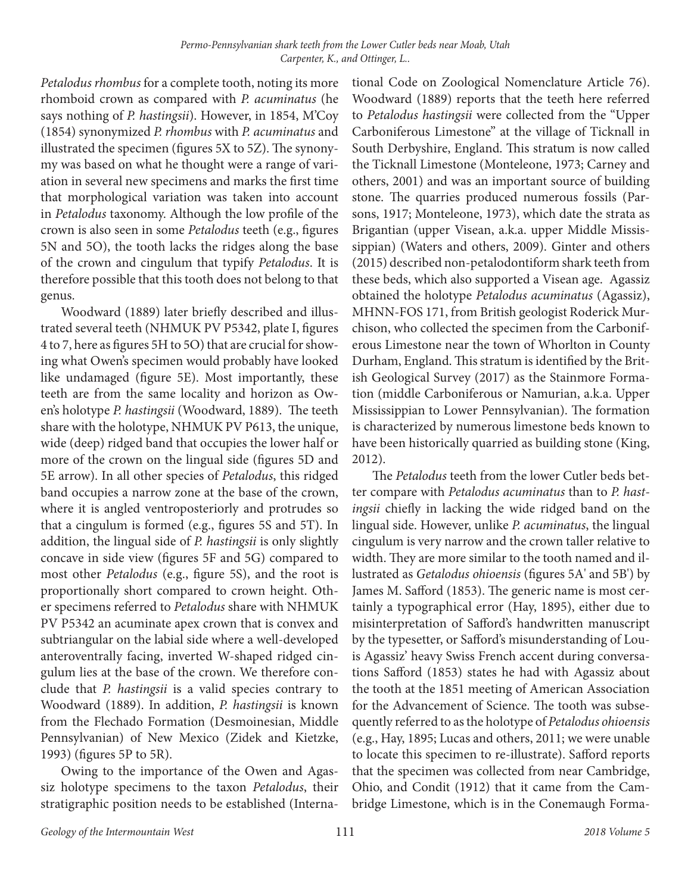*Petalodus rhombus* for a complete tooth, noting its more rhomboid crown as compared with *P. acuminatus* (he says nothing of *P. hastingsii*). However, in 1854, M'Coy (1854) synonymized *P. rhombus* with *P. acuminatus* and illustrated the specimen (figures 5X to 5Z). The synonymy was based on what he thought were a range of variation in several new specimens and marks the first time that morphological variation was taken into account in *Petalodus* taxonomy. Although the low profile of the crown is also seen in some *Petalodus* teeth (e.g., figures 5N and 5O), the tooth lacks the ridges along the base of the crown and cingulum that typify *Petalodus*. It is therefore possible that this tooth does not belong to that genus.

Woodward (1889) later briefly described and illustrated several teeth (NHMUK PV P5342, plate I, figures 4 to 7, here as figures 5H to 5O) that are crucial for showing what Owen's specimen would probably have looked like undamaged (figure 5E). Most importantly, these teeth are from the same locality and horizon as Owen's holotype *P. hastingsii* (Woodward, 1889). The teeth share with the holotype, NHMUK PV P613, the unique, wide (deep) ridged band that occupies the lower half or more of the crown on the lingual side (figures 5D and 5E arrow). In all other species of *Petalodus*, this ridged band occupies a narrow zone at the base of the crown, where it is angled ventroposteriorly and protrudes so that a cingulum is formed (e.g., figures 5S and 5T). In addition, the lingual side of *P. hastingsii* is only slightly concave in side view (figures 5F and 5G) compared to most other *Petalodus* (e.g., figure 5S), and the root is proportionally short compared to crown height. Other specimens referred to *Petalodus* share with NHMUK PV P5342 an acuminate apex crown that is convex and subtriangular on the labial side where a well-developed anteroventrally facing, inverted W-shaped ridged cingulum lies at the base of the crown. We therefore conclude that *P. hastingsii* is a valid species contrary to Woodward (1889). In addition, *P. hastingsii* is known from the Flechado Formation (Desmoinesian, Middle Pennsylvanian) of New Mexico (Zidek and Kietzke, 1993) (figures 5P to 5R).

Owing to the importance of the Owen and Agassiz holotype specimens to the taxon *Petalodus*, their stratigraphic position needs to be established (International Code on Zoological Nomenclature Article 76). Woodward (1889) reports that the teeth here referred to *Petalodus hastingsii* were collected from the "Upper Carboniferous Limestone" at the village of Ticknall in South Derbyshire, England. This stratum is now called the Ticknall Limestone (Monteleone, 1973; Carney and others, 2001) and was an important source of building stone. The quarries produced numerous fossils (Parsons, 1917; Monteleone, 1973), which date the strata as Brigantian (upper Visean, a.k.a. upper Middle Mississippian) (Waters and others, 2009). Ginter and others (2015) described non-petalodontiform shark teeth from these beds, which also supported a Visean age. Agassiz obtained the holotype *Petalodus acuminatus* (Agassiz), MHNN-FOS 171, from British geologist Roderick Murchison, who collected the specimen from the Carboniferous Limestone near the town of Whorlton in County Durham, England. This stratum is identified by the British Geological Survey (2017) as the Stainmore Formation (middle Carboniferous or Namurian, a.k.a. Upper Mississippian to Lower Pennsylvanian). The formation is characterized by numerous limestone beds known to have been historically quarried as building stone (King, 2012).

The *Petalodus* teeth from the lower Cutler beds better compare with *Petalodus acuminatus* than to *P. hastingsii* chiefly in lacking the wide ridged band on the lingual side. However, unlike *P. acuminatus*, the lingual cingulum is very narrow and the crown taller relative to width. They are more similar to the tooth named and illustrated as *Getalodus ohioensis* (figures 5A' and 5B') by James M. Safford (1853). The generic name is most certainly a typographical error (Hay, 1895), either due to misinterpretation of Safford's handwritten manuscript by the typesetter, or Safford's misunderstanding of Louis Agassiz' heavy Swiss French accent during conversations Safford (1853) states he had with Agassiz about the tooth at the 1851 meeting of American Association for the Advancement of Science. The tooth was subsequently referred to as the holotype of *Petalodus ohioensis* (e.g., Hay, 1895; Lucas and others, 2011; we were unable to locate this specimen to re-illustrate). Safford reports that the specimen was collected from near Cambridge, Ohio, and Condit (1912) that it came from the Cambridge Limestone, which is in the Conemaugh Forma-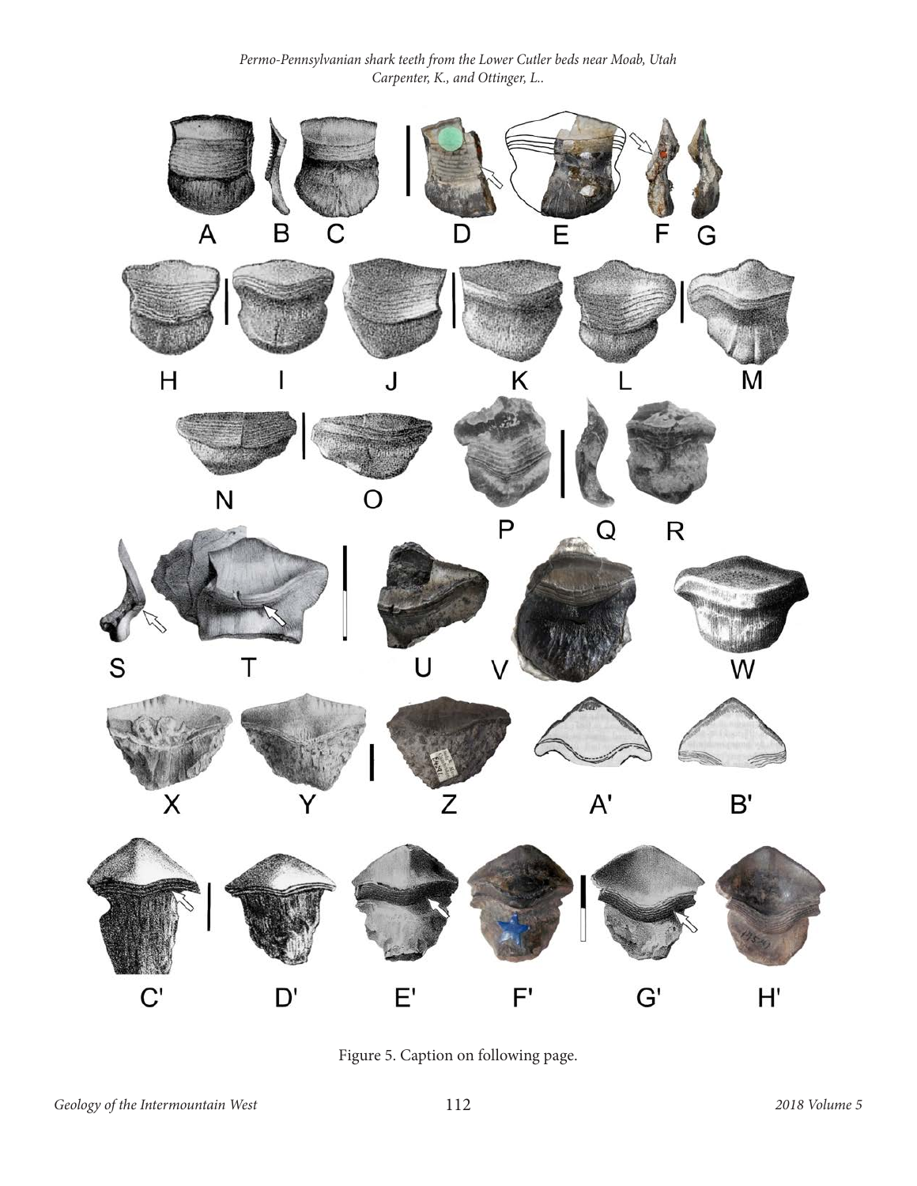Figure 5. Caption on following page.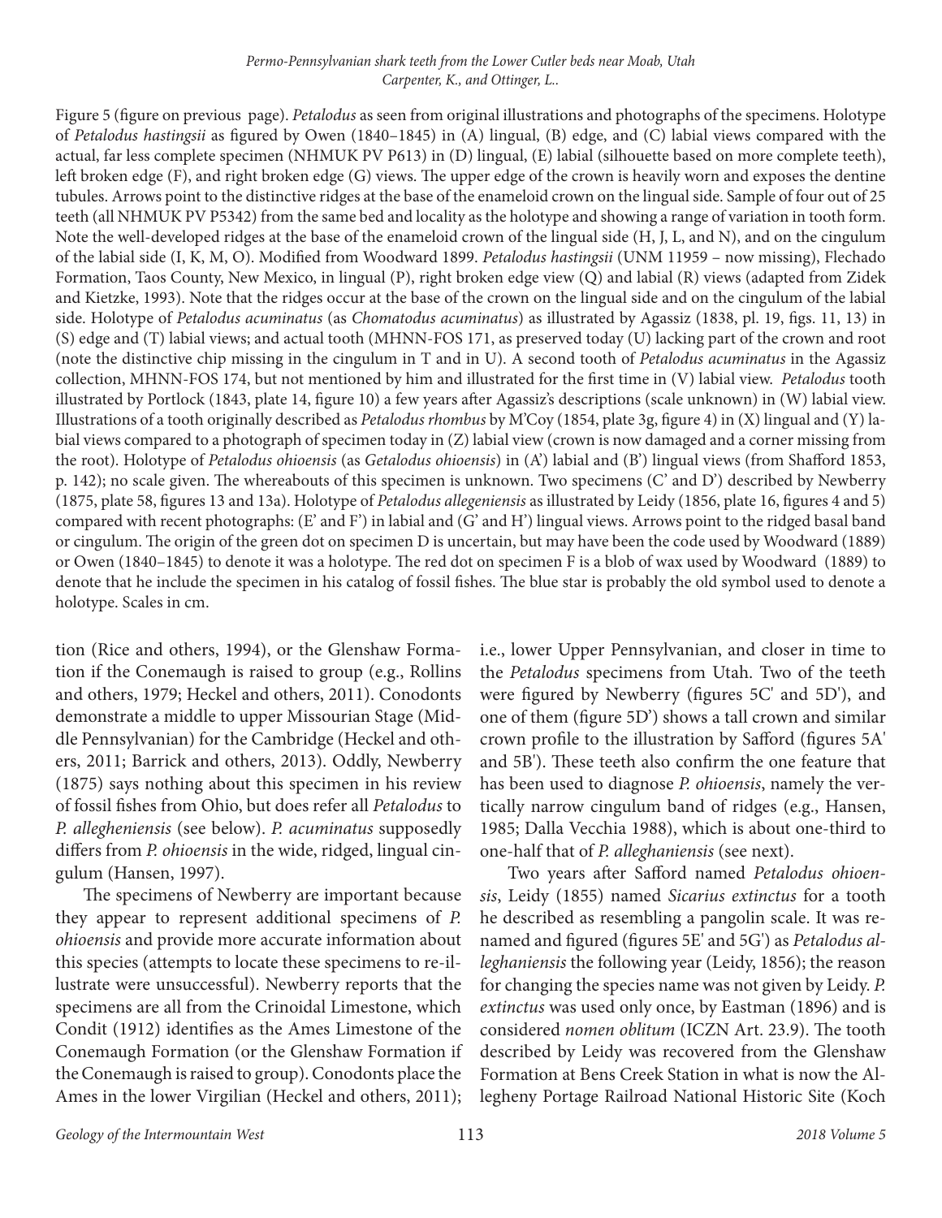Figure 5 (figure on previous page). *Petalodus* as seen from original illustrations and photographs of the specimens. Holotype of *Petalodus hastingsii* as figured by Owen (1840–1845) in (A) lingual, (B) edge, and (C) labial views compared with the actual, far less complete specimen (NHMUK PV P613) in (D) lingual, (E) labial (silhouette based on more complete teeth), left broken edge (F), and right broken edge (G) views. The upper edge of the crown is heavily worn and exposes the dentine tubules. Arrows point to the distinctive ridges at the base of the enameloid crown on the lingual side. Sample of four out of 25 teeth (all NHMUK PV P5342) from the same bed and locality as the holotype and showing a range of variation in tooth form. Note the well-developed ridges at the base of the enameloid crown of the lingual side (H, J, L, and N), and on the cingulum of the labial side (I, K, M, O). Modified from Woodward 1899. *Petalodus hastingsii* (UNM 11959 – now missing), Flechado Formation, Taos County, New Mexico, in lingual (P), right broken edge view (Q) and labial (R) views (adapted from Zidek and Kietzke, 1993). Note that the ridges occur at the base of the crown on the lingual side and on the cingulum of the labial side. Holotype of *Petalodus acuminatus* (as *Chomatodus acuminatus*) as illustrated by Agassiz (1838, pl. 19, figs. 11, 13) in (S) edge and (T) labial views; and actual tooth (MHNN-FOS 171, as preserved today (U) lacking part of the crown and root (note the distinctive chip missing in the cingulum in T and in U). A second tooth of *Petalodus acuminatus* in the Agassiz collection, MHNN-FOS 174, but not mentioned by him and illustrated for the first time in (V) labial view. *Petalodus* tooth illustrated by Portlock (1843, plate 14, figure 10) a few years after Agassiz's descriptions (scale unknown) in (W) labial view. Illustrations of a tooth originally described as *Petalodus rhombus* by M'Coy (1854, plate 3g, figure 4) in (X) lingual and (Y) labial views compared to a photograph of specimen today in (Z) labial view (crown is now damaged and a corner missing from the root). Holotype of *Petalodus ohioensis* (as *Getalodus ohioensis*) in (A') labial and (B') lingual views (from Shafford 1853, p. 142); no scale given. The whereabouts of this specimen is unknown. Two specimens (C' and D') described by Newberry (1875, plate 58, figures 13 and 13a). Holotype of *Petalodus allegeniensis* as illustrated by Leidy (1856, plate 16, figures 4 and 5) compared with recent photographs: (E' and F') in labial and (G' and H') lingual views. Arrows point to the ridged basal band or cingulum. The origin of the green dot on specimen D is uncertain, but may have been the code used by Woodward (1889) or Owen (1840–1845) to denote it was a holotype. The red dot on specimen F is a blob of wax used by Woodward (1889) to denote that he include the specimen in his catalog of fossil fishes. The blue star is probably the old symbol used to denote a holotype. Scales in cm.

tion (Rice and others, 1994), or the Glenshaw Formation if the Conemaugh is raised to group (e.g., Rollins and others, 1979; Heckel and others, 2011). Conodonts demonstrate a middle to upper Missourian Stage (Middle Pennsylvanian) for the Cambridge (Heckel and others, 2011; Barrick and others, 2013). Oddly, Newberry (1875) says nothing about this specimen in his review of fossil fishes from Ohio, but does refer all *Petalodus* to *P. allegheniensis* (see below). *P. acuminatus* supposedly differs from *P. ohioensis* in the wide, ridged, lingual cingulum (Hansen, 1997).

The specimens of Newberry are important because they appear to represent additional specimens of *P. ohioensis* and provide more accurate information about this species (attempts to locate these specimens to re-illustrate were unsuccessful). Newberry reports that the specimens are all from the Crinoidal Limestone, which Condit (1912) identifies as the Ames Limestone of the Conemaugh Formation (or the Glenshaw Formation if the Conemaugh is raised to group). Conodonts place the Ames in the lower Virgilian (Heckel and others, 2011); i.e., lower Upper Pennsylvanian, and closer in time to the *Petalodus* specimens from Utah. Two of the teeth were figured by Newberry (figures 5C' and 5D'), and one of them (figure 5D') shows a tall crown and similar crown profile to the illustration by Safford (figures 5A' and 5B'). These teeth also confirm the one feature that has been used to diagnose *P. ohioensis*, namely the vertically narrow cingulum band of ridges (e.g., Hansen, 1985; Dalla Vecchia 1988), which is about one-third to one-half that of *P. alleghaniensis* (see next).

Two years after Safford named *Petalodus ohioensis*, Leidy (1855) named *Sicarius extinctus* for a tooth he described as resembling a pangolin scale. It was renamed and figured (figures 5E' and 5G') as *Petalodus alleghaniensis* the following year (Leidy, 1856); the reason for changing the species name was not given by Leidy. *P. extinctus* was used only once, by Eastman (1896) and is considered *nomen oblitum* (ICZN Art. 23.9). The tooth described by Leidy was recovered from the Glenshaw Formation at Bens Creek Station in what is now the Allegheny Portage Railroad National Historic Site (Koch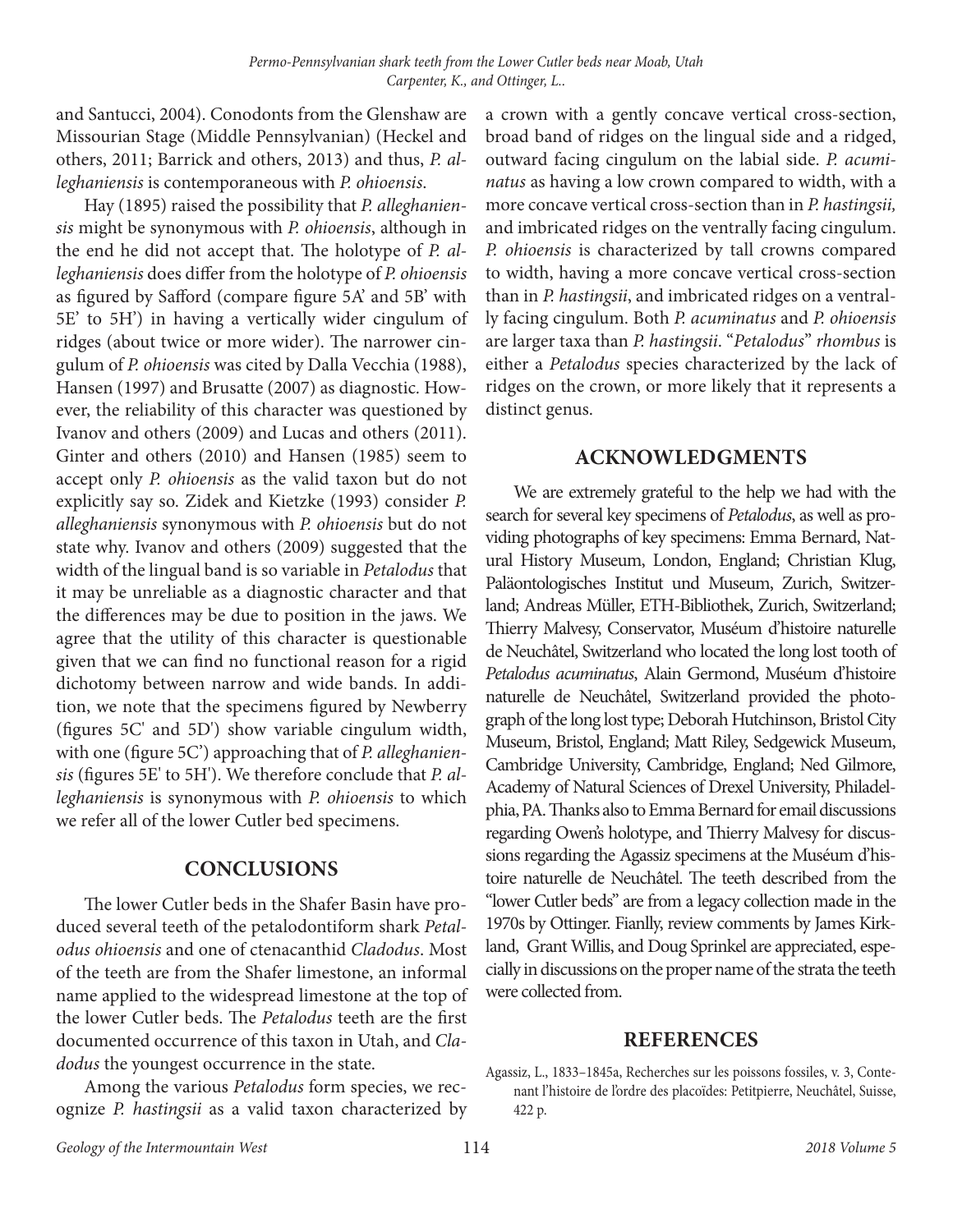and Santucci, 2004). Conodonts from the Glenshaw are Missourian Stage (Middle Pennsylvanian) (Heckel and others, 2011; Barrick and others, 2013) and thus, *P. alleghaniensis* is contemporaneous with *P. ohioensis*.

Hay (1895) raised the possibility that *P. alleghaniensis* might be synonymous with *P. ohioensis*, although in the end he did not accept that. The holotype of *P. alleghaniensis* does differ from the holotype of *P. ohioensis* as figured by Safford (compare figure 5A' and 5B' with 5E' to 5H') in having a vertically wider cingulum of ridges (about twice or more wider). The narrower cingulum of *P. ohioensis* was cited by Dalla Vecchia (1988), Hansen (1997) and Brusatte (2007) as diagnostic. However, the reliability of this character was questioned by Ivanov and others (2009) and Lucas and others (2011). Ginter and others (2010) and Hansen (1985) seem to accept only *P. ohioensis* as the valid taxon but do not explicitly say so. Zidek and Kietzke (1993) consider *P. alleghaniensis* synonymous with *P. ohioensis* but do not state why. Ivanov and others (2009) suggested that the width of the lingual band is so variable in *Petalodus* that it may be unreliable as a diagnostic character and that the differences may be due to position in the jaws. We agree that the utility of this character is questionable given that we can find no functional reason for a rigid dichotomy between narrow and wide bands. In addition, we note that the specimens figured by Newberry (figures 5C' and 5D') show variable cingulum width, with one (figure 5C') approaching that of *P. alleghaniensis* (figures 5E' to 5H'). We therefore conclude that *P. alleghaniensis* is synonymous with *P. ohioensis* to which we refer all of the lower Cutler bed specimens.

## CONCLUSIONS

The lower Cutler beds in the Shafer Basin have produced several teeth of the petalodontiform shark *Petalodus ohioensis* and one of ctenacanthid *Cladodus*. Most of the teeth are from the Shafer limestone, an informal name applied to the widespread limestone at the top of the lower Cutler beds. The *Petalodus* teeth are the first documented occurrence of this taxon in Utah, and *Cladodus* the youngest occurrence in the state.

Among the various *Petalodus* form species, we recognize *P. hastingsii* as a valid taxon characterized by a crown with a gently concave vertical cross-section, broad band of ridges on the lingual side and a ridged, outward facing cingulum on the labial side. *P. acuminatus* as having a low crown compared to width, with a more concave vertical cross-section than in *P. hastingsii,* and imbricated ridges on the ventrally facing cingulum. *P. ohioensis* is characterized by tall crowns compared to width, having a more concave vertical cross-section than in *P. hastingsii*, and imbricated ridges on a ventrally facing cingulum. Both *P. acuminatus* and *P. ohioensis* are larger taxa than *P. hastingsii*. "*Petalodus*" *rhombus* is either a *Petalodus* species characterized by the lack of ridges on the crown, or more likely that it represents a distinct genus.

## ACKNOWLEDGMENTS

We are extremely grateful to the help we had with the search for several key specimens of *Petalodus*, as well as providing photographs of key specimens: Emma Bernard, Natural History Museum, London, England; Christian Klug, Paläontologisches Institut und Museum, Zurich, Switzerland; Andreas Müller, ETH-Bibliothek, Zurich, Switzerland; Thierry Malvesy, Conservator, Muséum d'histoire naturelle de Neuchâtel, Switzerland who located the long lost tooth of *Petalodus acuminatus*, Alain Germond, Muséum d'histoire naturelle de Neuchâtel, Switzerland provided the photograph of the long lost type; Deborah Hutchinson, Bristol City Museum, Bristol, England; Matt Riley, Sedgewick Museum, Cambridge University, Cambridge, England; Ned Gilmore, Academy of Natural Sciences of Drexel University, Philadelphia, PA. Thanks also to Emma Bernard for email discussions regarding Owen's holotype, and Thierry Malvesy for discussions regarding the Agassiz specimens at the Muséum d'histoire naturelle de Neuchâtel. The teeth described from the "lower Cutler beds" are from a legacy collection made in the 1970s by Ottinger. Fianlly, review comments by James Kirkland, Grant Willis, and Doug Sprinkel are appreciated, especially in discussions on the proper name of the strata the teeth were collected from.

## REFERENCES

Agassiz, L., 1833–1845a, Recherches sur les poissons fossiles, v. 3, Contenant l'histoire de l'ordre des placoïdes: Petitpierre, Neuchâtel, Suisse, 422 p.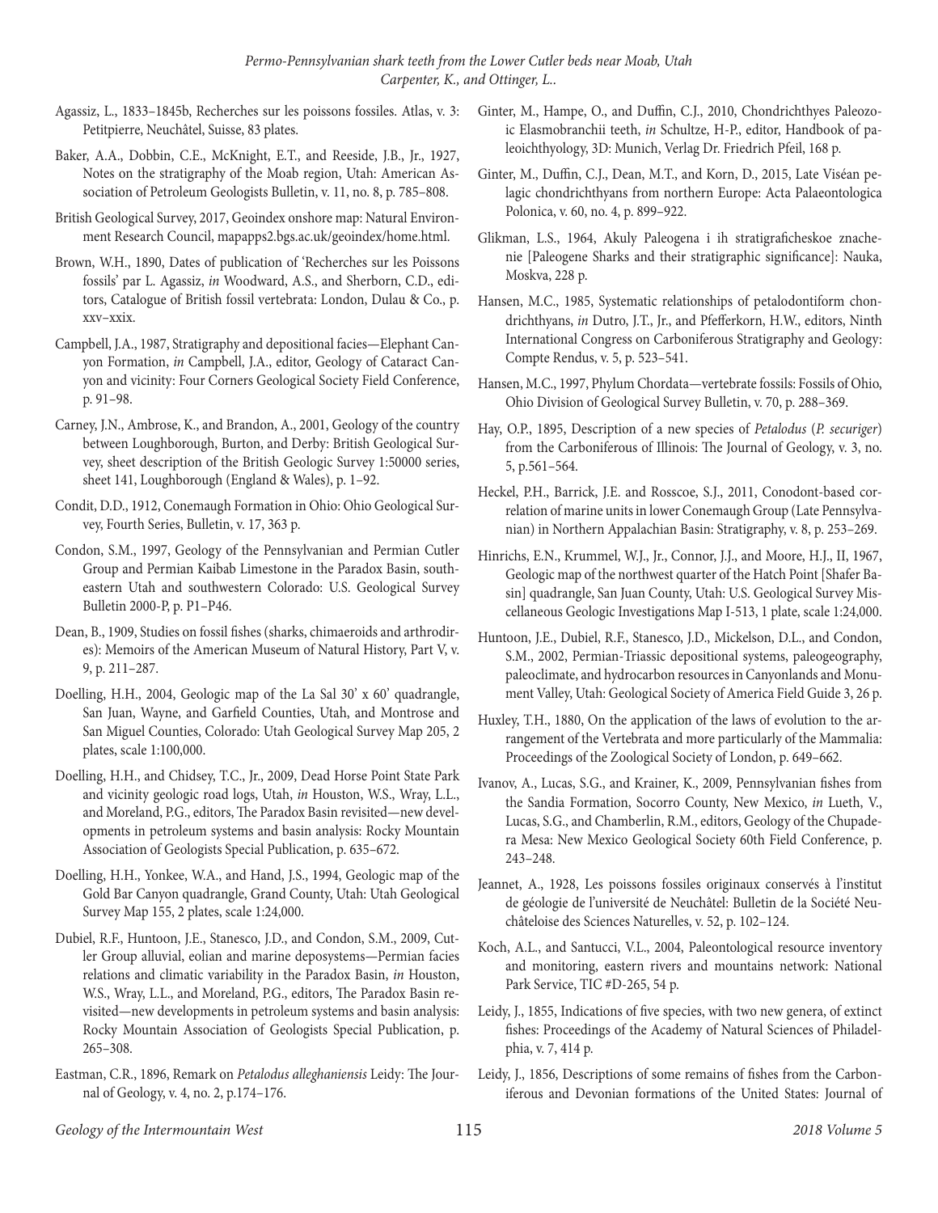Agassiz, L., 1833–1845b, Recherches sur les poissons fossiles. Atlas, v. 3: Petitpierre, Neuchâtel, Suisse, 83 plates.

Baker, A.A., Dobbin, C.E., McKnight, E.T., and Reeside, J.B., Jr., 1927, Notes on the stratigraphy of the Moab region, Utah: American Association of Petroleum Geologists Bulletin, v. 11, no. 8, p. 785–808.

British Geological Survey, 2017, Geoindex onshore map: Natural Environment Research Council, mapapps2.bgs.ac.uk/geoindex/home.html.

Brown, W.H., 1890, Dates of publication of 'Recherches sur les Poissons fossils' par L. Agassiz, *in* Woodward, A.S., and Sherborn, C.D., editors, Catalogue of British fossil vertebrata: London, Dulau & Co., p. xxv–xxix.

Campbell, J.A., 1987, Stratigraphy and depositional facies—Elephant Canyon Formation, *in* Campbell, J.A., editor, Geology of Cataract Canyon and vicinity: Four Corners Geological Society Field Conference, p. 91–98.

Carney, J.N., Ambrose, K., and Brandon, A., 2001, Geology of the country between Loughborough, Burton, and Derby: British Geological Survey, sheet description of the British Geologic Survey 1:50000 series, sheet 141, Loughborough (England & Wales), p. 1–92.

Condit, D.D., 1912, Conemaugh Formation in Ohio: Ohio Geological Survey, Fourth Series, Bulletin, v. 17, 363 p.

Condon, S.M., 1997, Geology of the Pennsylvanian and Permian Cutler Group and Permian Kaibab Limestone in the Paradox Basin, southeastern Utah and southwestern Colorado: U.S. Geological Survey Bulletin 2000-P, p. P1–P46.

Dean, B., 1909, Studies on fossil fishes (sharks, chimaeroids and arthrodires): Memoirs of the American Museum of Natural History, Part V, v. 9, p. 211–287.

Doelling, H.H., 2004, Geologic map of the La Sal 30' x 60' quadrangle, San Juan, Wayne, and Garfield Counties, Utah, and Montrose and San Miguel Counties, Colorado: Utah Geological Survey Map 205, 2 plates, scale 1:100,000.

Doelling, H.H., and Chidsey, T.C., Jr., 2009, Dead Horse Point State Park and vicinity geologic road logs, Utah, *in* Houston, W.S., Wray, L.L., and Moreland, P.G., editors, The Paradox Basin revisited—new developments in petroleum systems and basin analysis: Rocky Mountain Association of Geologists Special Publication, p. 635–672.

Doelling, H.H., Yonkee, W.A., and Hand, J.S., 1994, Geologic map of the Gold Bar Canyon quadrangle, Grand County, Utah: Utah Geological Survey Map 155, 2 plates, scale 1:24,000.

Dubiel, R.F., Huntoon, J.E., Stanesco, J.D., and Condon, S.M., 2009, Cutler Group alluvial, eolian and marine deposystems—Permian facies relations and climatic variability in the Paradox Basin, *in* Houston, W.S., Wray, L.L., and Moreland, P.G., editors, The Paradox Basin revisited—new developments in petroleum systems and basin analysis: Rocky Mountain Association of Geologists Special Publication, p. 265–308.

Eastman, C.R., 1896, Remark on *Petalodus alleghaniensis* Leidy: The Journal of Geology, v. 4, no. 2, p.174–176.

Ginter, M., Hampe, O., and Duffin, C.J., 2010, Chondrichthyes Paleozoic Elasmobranchii teeth, *in* Schultze, H-P., editor, Handbook of paleoichthyology, 3D: Munich, Verlag Dr. Friedrich Pfeil, 168 p.

Ginter, M., Duffin, C.J., Dean, M.T., and Korn, D., 2015, Late Viséan pelagic chondrichthyans from northern Europe: Acta Palaeontologica Polonica, v. 60, no. 4, p. 899–922.

Glikman, L.S., 1964, Akuly Paleogena i ih stratigraficheskoe znachenie [Paleogene Sharks and their stratigraphic significance]: Nauka, Moskva, 228 p.

Hansen, M.C., 1985, Systematic relationships of petalodontiform chondrichthyans, *in* Dutro, J.T., Jr., and Pfefferkorn, H.W., editors, Ninth International Congress on Carboniferous Stratigraphy and Geology: Compte Rendus, v. 5, p. 523–541.

Hansen, M.C., 1997, Phylum Chordata—vertebrate fossils: Fossils of Ohio, Ohio Division of Geological Survey Bulletin, v. 70, p. 288–369.

Hay, O.P., 1895, Description of a new species of *Petalodus* (*P. securiger*) from the Carboniferous of Illinois: The Journal of Geology, v. 3, no. 5, p.561–564.

Heckel, P.H., Barrick, J.E. and Rosscoe, S.J., 2011, Conodont-based correlation of marine units in lower Conemaugh Group (Late Pennsylvanian) in Northern Appalachian Basin: Stratigraphy, v. 8, p. 253–269.

Hinrichs, E.N., Krummel, W.J., Jr., Connor, J.J., and Moore, H.J., II, 1967, Geologic map of the northwest quarter of the Hatch Point [Shafer Basin] quadrangle, San Juan County, Utah: U.S. Geological Survey Miscellaneous Geologic Investigations Map I-513, 1 plate, scale 1:24,000.

Huntoon, J.E., Dubiel, R.F., Stanesco, J.D., Mickelson, D.L., and Condon, S.M., 2002, Permian-Triassic depositional systems, paleogeography, paleoclimate, and hydrocarbon resources in Canyonlands and Monument Valley, Utah: Geological Society of America Field Guide 3, 26 p.

Huxley, T.H., 1880, On the application of the laws of evolution to the arrangement of the Vertebrata and more particularly of the Mammalia: Proceedings of the Zoological Society of London, p. 649–662.

Ivanov, A., Lucas, S.G., and Krainer, K., 2009, Pennsylvanian fishes from the Sandia Formation, Socorro County, New Mexico, *in* Lueth, V., Lucas, S.G., and Chamberlin, R.M., editors, Geology of the Chupadera Mesa: New Mexico Geological Society 60th Field Conference, p. 243–248.

Jeannet, A., 1928, Les poissons fossiles originaux conservés à l'institut de géologie de l'université de Neuchâtel: Bulletin de la Société Neuchâteloise des Sciences Naturelles, v. 52, p. 102–124.

Koch, A.L., and Santucci, V.L., 2004, Paleontological resource inventory and monitoring, eastern rivers and mountains network: National Park Service, TIC #D-265, 54 p.

Leidy, J., 1855, Indications of five species, with two new genera, of extinct fishes: Proceedings of the Academy of Natural Sciences of Philadelphia, v. 7, 414 p.

Leidy, J., 1856, Descriptions of some remains of fishes from the Carboniferous and Devonian formations of the United States: Journal of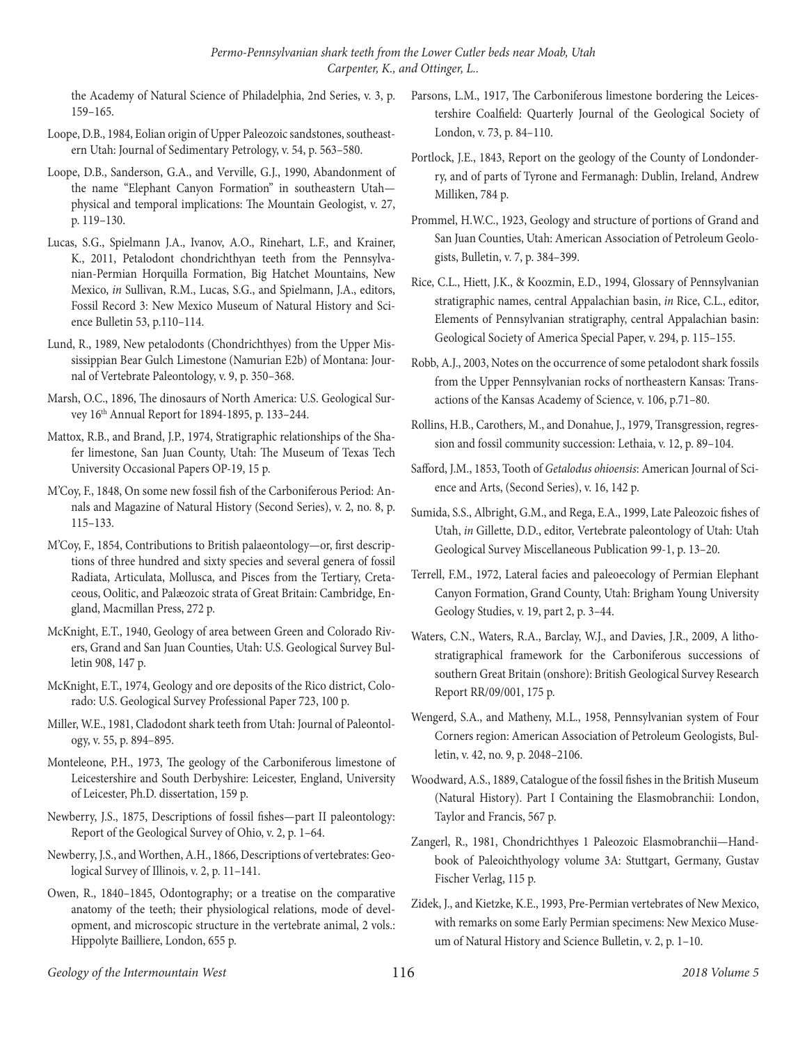the Academy of Natural Science of Philadelphia, 2nd Series, v. 3, p. 159–165.

Loope, D.B., 1984, Eolian origin of Upper Paleozoic sandstones, southeastern Utah: Journal of Sedimentary Petrology, v. 54, p. 563–580.

Loope, D.B., Sanderson, G.A., and Verville, G.J., 1990, Abandonment of the name "Elephant Canyon Formation" in southeastern Utah—physical and temporal implications: The Mountain Geologist, v. 27, p. 119–130.

Lucas, S.G., Spielmann J.A., Ivanov, A.O., Rinehart, L.F., and Krainer, K., 2011, Petalodont chondrichthyan teeth from the Pennsylvanian-Permian Horquilla Formation, Big Hatchet Mountains, New Mexico, *in* Sullivan, R.M., Lucas, S.G., and Spielmann, J.A., editors, Fossil Record 3: New Mexico Museum of Natural History and Science Bulletin 53, p.110–114.

Lund, R., 1989, New petalodonts (Chondrichthyes) from the Upper Mississippian Bear Gulch Limestone (Namurian E2b) of Montana: Journal of Vertebrate Paleontology, v. 9, p. 350–368.

Marsh, O.C., 1896, The dinosaurs of North America: U.S. Geological Survey 16th Annual Report for 1894-1895, p. 133–244.

Mattox, R.B., and Brand, J.P., 1974, Stratigraphic relationships of the Shafer limestone, San Juan County, Utah: The Museum of Texas Tech University Occasional Papers OP-19, 15 p.

M'Coy, F., 1848, On some new fossil fish of the Carboniferous Period: Annals and Magazine of Natural History (Second Series), v. 2, no. 8, p. 115–133.

M'Coy, F., 1854, Contributions to British palaeontology—or, first descriptions of three hundred and sixty species and several genera of fossil Radiata, Articulata, Mollusca, and Pisces from the Tertiary, Cretaceous, Oolitic, and Palæozoic strata of Great Britain: Cambridge, England, Macmillan Press, 272 p.

McKnight, E.T., 1940, Geology of area between Green and Colorado Rivers, Grand and San Juan Counties, Utah: U.S. Geological Survey Bulletin 908, 147 p.

McKnight, E.T., 1974, Geology and ore deposits of the Rico district, Colorado: U.S. Geological Survey Professional Paper 723, 100 p.

Miller, W.E., 1981, Cladodont shark teeth from Utah: Journal of Paleontology, v. 55, p. 894–895.

Monteleone, P.H., 1973, The geology of the Carboniferous limestone of Leicestershire and South Derbyshire: Leicester, England, University of Leicester, Ph.D. dissertation, 159 p.

Newberry, J.S., 1875, Descriptions of fossil fishes—part II paleontology: Report of the Geological Survey of Ohio, v. 2, p. 1–64.

Newberry, J.S., and Worthen, A.H., 1866, Descriptions of vertebrates: Geological Survey of Illinois, v. 2, p. 11–141.

Owen, R., 1840–1845, Odontography; or a treatise on the comparative anatomy of the teeth; their physiological relations, mode of development, and microscopic structure in the vertebrate animal, 2 vols.: Hippolyte Bailliere, London, 655 p.

Parsons, L.M., 1917, The Carboniferous limestone bordering the Leicestershire Coalfield: Quarterly Journal of the Geological Society of London, v. 73, p. 84–110.

Portlock, J.E., 1843, Report on the geology of the County of Londonderry, and of parts of Tyrone and Fermanagh: Dublin, Ireland, Andrew Milliken, 784 p.

Prommel, H.W.C., 1923, Geology and structure of portions of Grand and San Juan Counties, Utah: American Association of Petroleum Geologists, Bulletin, v. 7, p. 384–399.

Rice, C.L., Hiett, J.K., & Koozmin, E.D., 1994, Glossary of Pennsylvanian stratigraphic names, central Appalachian basin, *in* Rice, C.L., editor, Elements of Pennsylvanian stratigraphy, central Appalachian basin: Geological Society of America Special Paper, v. 294, p. 115–155.

Robb, A.J., 2003, Notes on the occurrence of some petalodont shark fossils from the Upper Pennsylvanian rocks of northeastern Kansas: Transactions of the Kansas Academy of Science, v. 106, p.71–80.

Rollins, H.B., Carothers, M., and Donahue, J., 1979, Transgression, regression and fossil community succession: Lethaia, v. 12, p. 89–104.

Safford, J.M., 1853, Tooth of *Getalodus ohioensis*: American Journal of Science and Arts, (Second Series), v. 16, 142 p.

Sumida, S.S., Albright, G.M., and Rega, E.A., 1999, Late Paleozoic fishes of Utah, *in* Gillette, D.D., editor, Vertebrate paleontology of Utah: Utah Geological Survey Miscellaneous Publication 99-1, p. 13–20.

Terrell, F.M., 1972, Lateral facies and paleoecology of Permian Elephant Canyon Formation, Grand County, Utah: Brigham Young University Geology Studies, v. 19, part 2, p. 3–44.

Waters, C.N., Waters, R.A., Barclay, W.J., and Davies, J.R., 2009, A lithostratigraphical framework for the Carboniferous successions of southern Great Britain (onshore): British Geological Survey Research Report RR/09/001, 175 p.

Wengerd, S.A., and Matheny, M.L., 1958, Pennsylvanian system of Four Corners region: American Association of Petroleum Geologists, Bulletin, v. 42, no. 9, p. 2048–2106.

Woodward, A.S., 1889, Catalogue of the fossil fishes in the British Museum (Natural History). Part I Containing the Elasmobranchii: London, Taylor and Francis, 567 p.

Zangerl, R., 1981, Chondrichthyes 1 Paleozoic Elasmobranchii—Handbook of Paleoichthyology volume 3A: Stuttgart, Germany, Gustav Fischer Verlag, 115 p.

Zidek, J., and Kietzke, K.E., 1993, Pre-Permian vertebrates of New Mexico, with remarks on some Early Permian specimens: New Mexico Museum of Natural History and Science Bulletin, v. 2, p. 1–10.